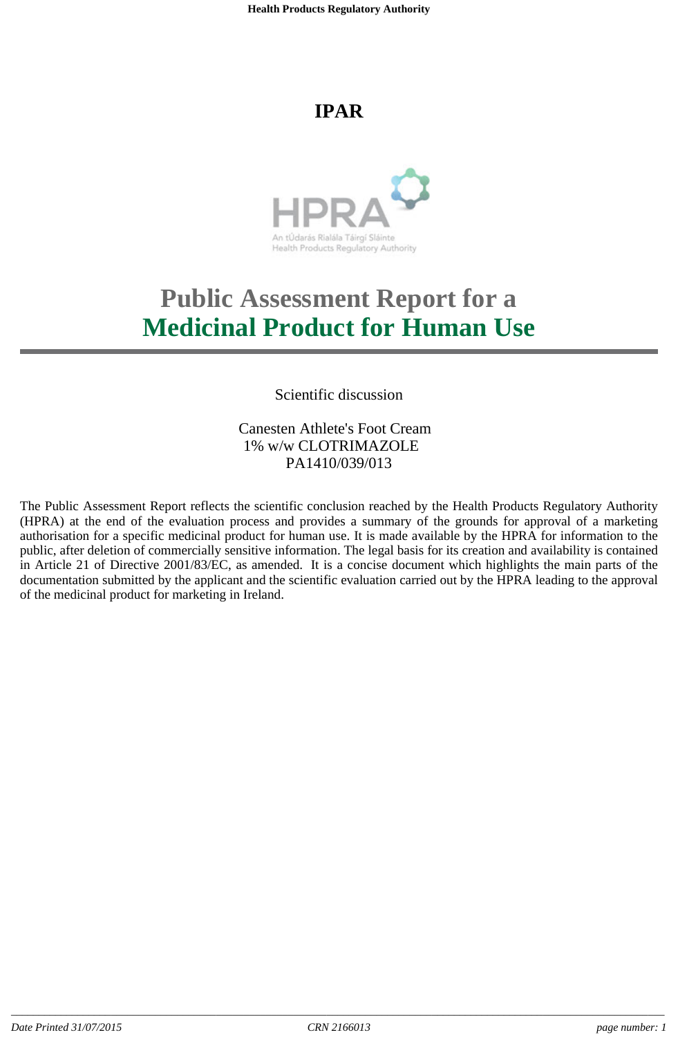# IPAR

# Public Assessment Report for a Medicinal Product for Human Use

Scientific discussion

Canesten Athlete's Foot Cream
1% w/w CLOTRIMAZOLE
PA1410/039/013

The Public Assessment Report reflects the scientific conclusion reached by the Health Products Regulatory Authority (HPRA) at the end of the evaluation process and provides a summary of the grounds for approval of a marketing authorisation for a specific medicinal product for human use. It is made available by the HPRA for information to the public, after deletion of commercially sensitive information. The legal basis for its creation and availability is contained in Article 21 of Directive 2001/83/EC, as amended. It is a concise document which highlights the main parts of the documentation submitted by the applicant and the scientific evaluation carried out by the HPRA leading to the approval of the medicinal product for marketing in Ireland.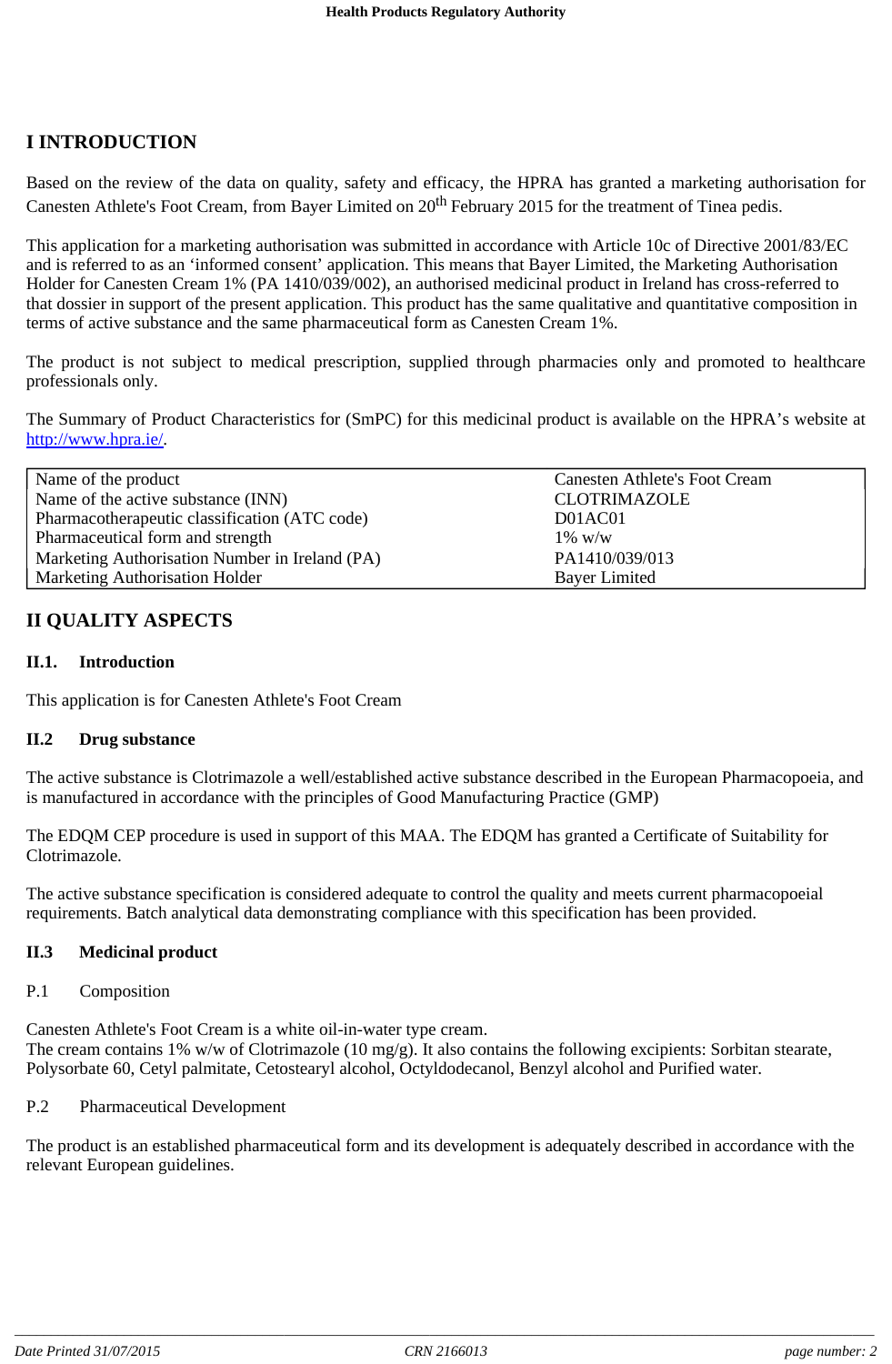# I INTRODUCTION

Based on the review of the data on quality, safety and efficacy, the HPRA has granted a marketing authorisation for Canesten Athlete's Foot Cream, from Bayer Limited on 20th February 2015 for the treatment of Tinea pedis.

This application for a marketing authorisation was submitted in accordance with Article 10c of Directive 2001/83/EC and is referred to as an 'informed consent' application. This means that Bayer Limited, the Marketing Authorisation Holder for Canesten Cream 1% (PA 1410/039/002), an authorised medicinal product in Ireland has cross-referred to that dossier in support of the present application. This product has the same qualitative and quantitative composition in terms of active substance and the same pharmaceutical form as Canesten Cream 1%.

The product is not subject to medical prescription, supplied through pharmacies only and promoted to healthcare professionals only.

The Summary of Product Characteristics for (SmPC) for this medicinal product is available on the HPRA's website at http://www.hpra.ie/.

| | |
|---|---|
| Name of the product | Canesten Athlete's Foot Cream |
| Name of the active substance (INN) | CLOTRIMAZOLE |
| Pharmacotherapeutic classification (ATC code) | D01AC01 |
| Pharmaceutical form and strength | 1% w/w |
| Marketing Authorisation Number in Ireland (PA) | PA1410/039/013 |
| Marketing Authorisation Holder | Bayer Limited |

# II QUALITY ASPECTS

## II.1. Introduction

This application is for Canesten Athlete's Foot Cream

## II.2 Drug substance

The active substance is Clotrimazole a well/established active substance described in the European Pharmacopoeia, and is manufactured in accordance with the principles of Good Manufacturing Practice (GMP)

The EDQM CEP procedure is used in support of this MAA. The EDQM has granted a Certificate of Suitability for Clotrimazole.

The active substance specification is considered adequate to control the quality and meets current pharmacopoeial requirements. Batch analytical data demonstrating compliance with this specification has been provided.

## II.3 Medicinal product

P.1 Composition

Canesten Athlete's Foot Cream is a white oil-in-water type cream.
The cream contains 1% w/w of Clotrimazole (10 mg/g). It also contains the following excipients: Sorbitan stearate, Polysorbate 60, Cetyl palmitate, Cetostearyl alcohol, Octyldodecanol, Benzyl alcohol and Purified water.

P.2 Pharmaceutical Development

The product is an established pharmaceutical form and its development is adequately described in accordance with the relevant European guidelines.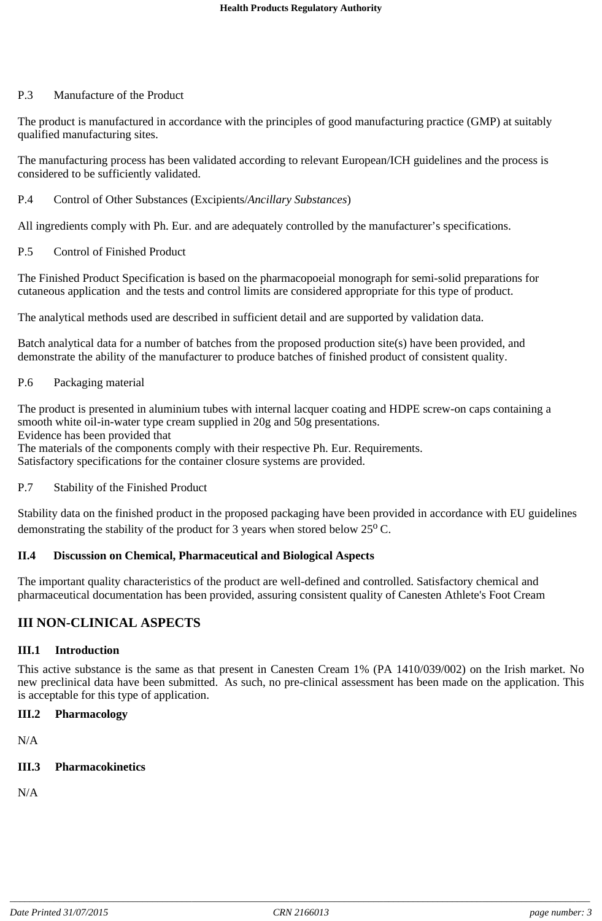P.3 Manufacture of the Product

The product is manufactured in accordance with the principles of good manufacturing practice (GMP) at suitably qualified manufacturing sites.

The manufacturing process has been validated according to relevant European/ICH guidelines and the process is considered to be sufficiently validated.

P.4 Control of Other Substances (Excipients/*Ancillary Substances*)

All ingredients comply with Ph. Eur. and are adequately controlled by the manufacturer's specifications.

P.5 Control of Finished Product

The Finished Product Specification is based on the pharmacopoeial monograph for semi-solid preparations for cutaneous application and the tests and control limits are considered appropriate for this type of product.

The analytical methods used are described in sufficient detail and are supported by validation data.

Batch analytical data for a number of batches from the proposed production site(s) have been provided, and demonstrate the ability of the manufacturer to produce batches of finished product of consistent quality.

P.6 Packaging material

The product is presented in aluminium tubes with internal lacquer coating and HDPE screw-on caps containing a smooth white oil-in-water type cream supplied in 20g and 50g presentations.
Evidence has been provided that
The materials of the components comply with their respective Ph. Eur. Requirements.
Satisfactory specifications for the container closure systems are provided.

P.7 Stability of the Finished Product

Stability data on the finished product in the proposed packaging have been provided in accordance with EU guidelines demonstrating the stability of the product for 3 years when stored below 25$^{o}$ C.

**II.4 Discussion on Chemical, Pharmaceutical and Biological Aspects**

The important quality characteristics of the product are well-defined and controlled. Satisfactory chemical and pharmaceutical documentation has been provided, assuring consistent quality of Canesten Athlete's Foot Cream

## III NON-CLINICAL ASPECTS

### III.1 Introduction

This active substance is the same as that present in Canesten Cream 1% (PA 1410/039/002) on the Irish market. No new preclinical data have been submitted. As such, no pre-clinical assessment has been made on the application. This is acceptable for this type of application.

### III.2 Pharmacology

N/A

### III.3 Pharmacokinetics

N/A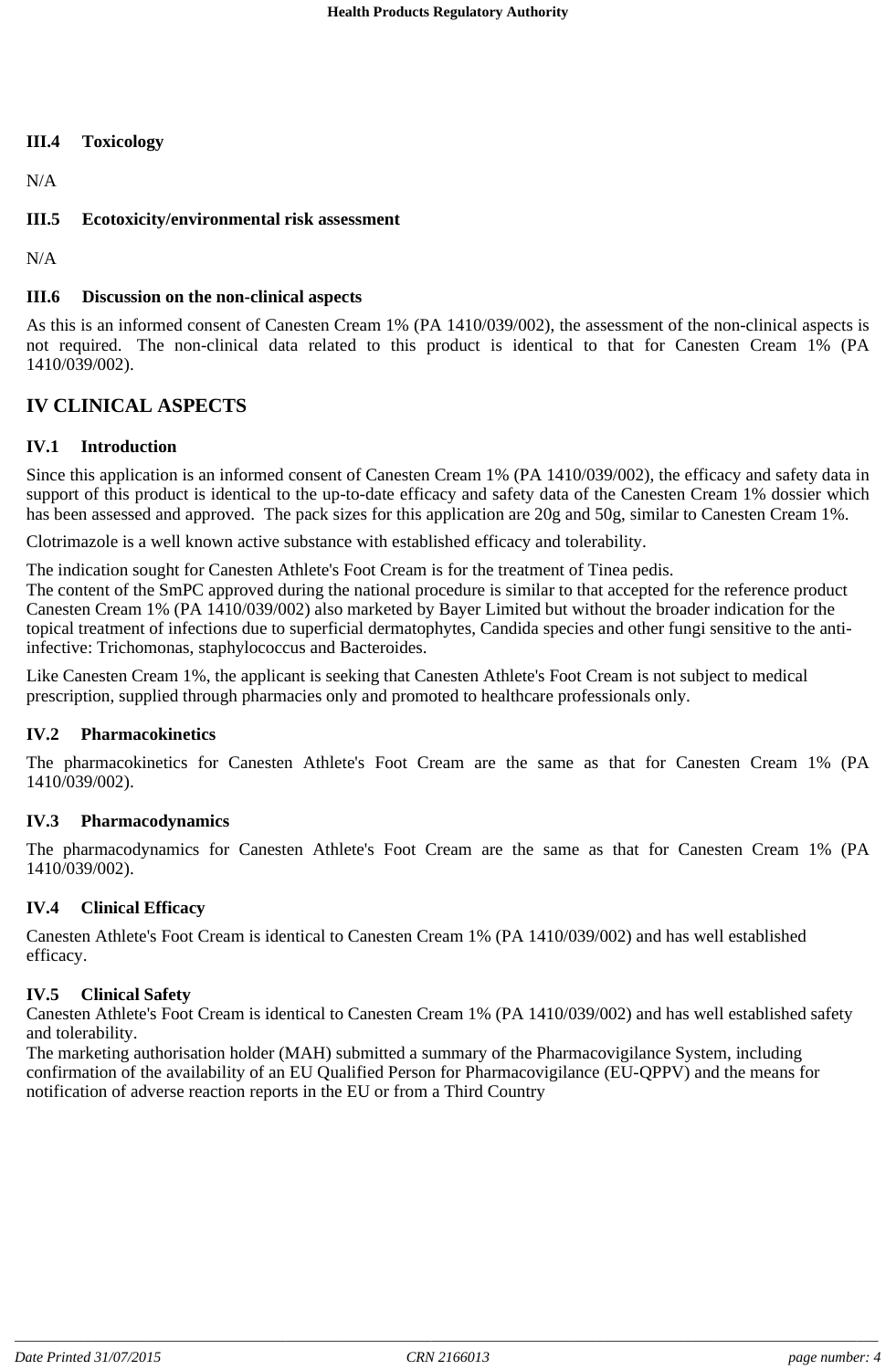### III.4 Toxicology

N/A

### III.5 Ecotoxicity/environmental risk assessment

N/A

### III.6 Discussion on the non-clinical aspects

As this is an informed consent of Canesten Cream 1% (PA 1410/039/002), the assessment of the non-clinical aspects is not required. The non-clinical data related to this product is identical to that for Canesten Cream 1% (PA 1410/039/002).

## IV CLINICAL ASPECTS

### IV.1 Introduction

Since this application is an informed consent of Canesten Cream 1% (PA 1410/039/002), the efficacy and safety data in support of this product is identical to the up-to-date efficacy and safety data of the Canesten Cream 1% dossier which has been assessed and approved. The pack sizes for this application are 20g and 50g, similar to Canesten Cream 1%.

Clotrimazole is a well known active substance with established efficacy and tolerability.

The indication sought for Canesten Athlete's Foot Cream is for the treatment of Tinea pedis.
The content of the SmPC approved during the national procedure is similar to that accepted for the reference product Canesten Cream 1% (PA 1410/039/002) also marketed by Bayer Limited but without the broader indication for the topical treatment of infections due to superficial dermatophytes, Candida species and other fungi sensitive to the anti-infective: Trichomonas, staphylococcus and Bacteroides.

Like Canesten Cream 1%, the applicant is seeking that Canesten Athlete's Foot Cream is not subject to medical prescription, supplied through pharmacies only and promoted to healthcare professionals only.

### IV.2 Pharmacokinetics

The pharmacokinetics for Canesten Athlete's Foot Cream are the same as that for Canesten Cream 1% (PA 1410/039/002).

### IV.3 Pharmacodynamics

The pharmacodynamics for Canesten Athlete's Foot Cream are the same as that for Canesten Cream 1% (PA 1410/039/002).

### IV.4 Clinical Efficacy

Canesten Athlete's Foot Cream is identical to Canesten Cream 1% (PA 1410/039/002) and has well established efficacy.

### IV.5 Clinical Safety

Canesten Athlete's Foot Cream is identical to Canesten Cream 1% (PA 1410/039/002) and has well established safety and tolerability.
The marketing authorisation holder (MAH) submitted a summary of the Pharmacovigilance System, including confirmation of the availability of an EU Qualified Person for Pharmacovigilance (EU-QPPV) and the means for notification of adverse reaction reports in the EU or from a Third Country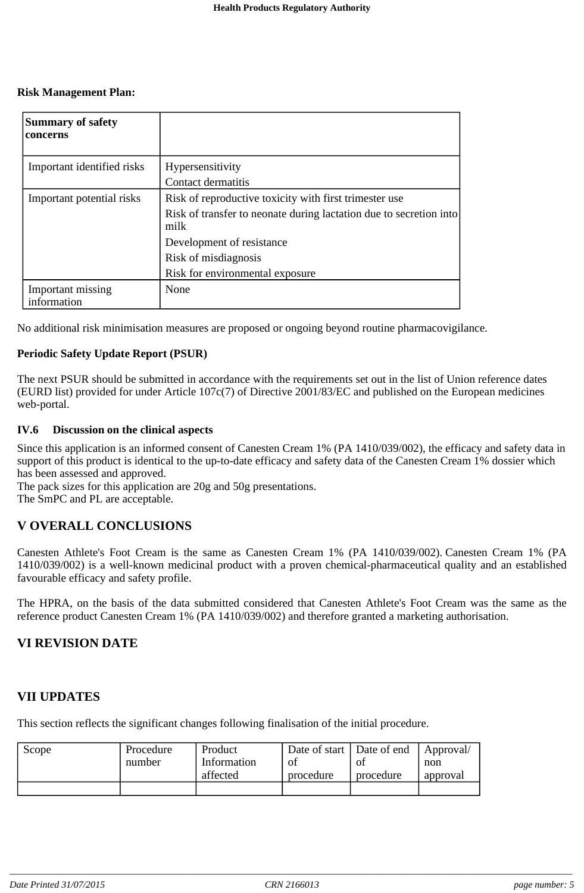**Risk Management Plan:**

| Summary of safety concerns | |
|---|---|
| Important identified risks | Hypersensitivity<br>Contact dermatitis |
| Important potential risks | Risk of reproductive toxicity with first trimester use<br>Risk of transfer to neonate during lactation due to secretion into milk<br>Development of resistance<br>Risk of misdiagnosis<br>Risk for environmental exposure |
| Important missing information | None |

No additional risk minimisation measures are proposed or ongoing beyond routine pharmacovigilance.

**Periodic Safety Update Report (PSUR)**

The next PSUR should be submitted in accordance with the requirements set out in the list of Union reference dates (EURD list) provided for under Article 107c(7) of Directive 2001/83/EC and published on the European medicines web-portal.

### IV.6 Discussion on the clinical aspects

Since this application is an informed consent of Canesten Cream 1% (PA 1410/039/002), the efficacy and safety data in support of this product is identical to the up-to-date efficacy and safety data of the Canesten Cream 1% dossier which has been assessed and approved.
The pack sizes for this application are 20g and 50g presentations.
The SmPC and PL are acceptable.

## V OVERALL CONCLUSIONS

Canesten Athlete's Foot Cream is the same as Canesten Cream 1% (PA 1410/039/002). Canesten Cream 1% (PA 1410/039/002) is a well-known medicinal product with a proven chemical-pharmaceutical quality and an established favourable efficacy and safety profile.

The HPRA, on the basis of the data submitted considered that Canesten Athlete's Foot Cream was the same as the reference product Canesten Cream 1% (PA 1410/039/002) and therefore granted a marketing authorisation.

## VI REVISION DATE

## VII UPDATES

This section reflects the significant changes following finalisation of the initial procedure.

| Scope | Procedure number | Product Information affected | Date of start of procedure | Date of end of procedure | Approval/ non approval |
|---|---|---|---|---|---|
| | | | | | |